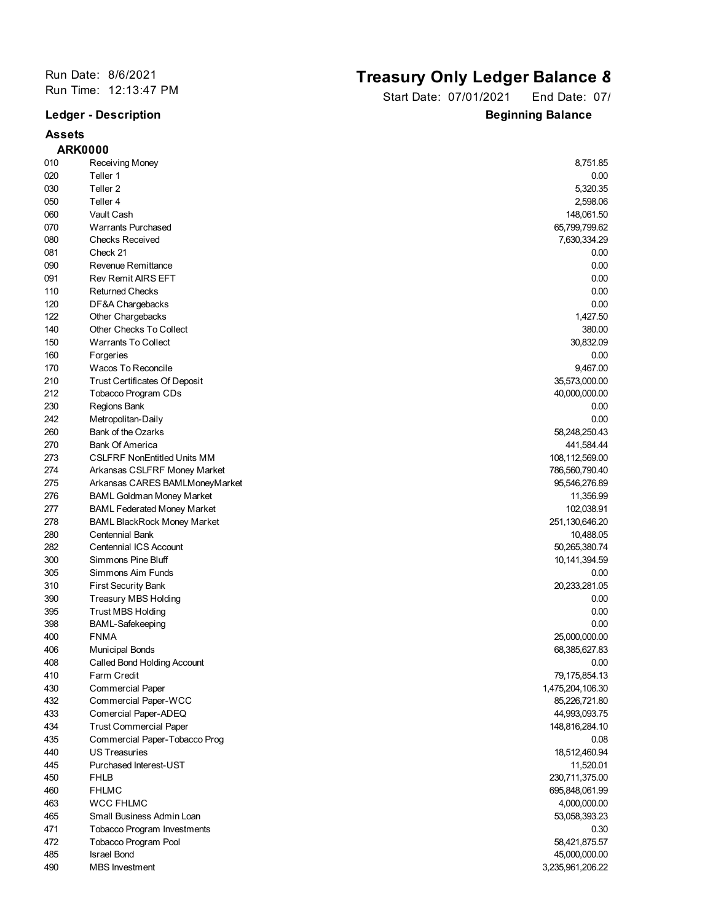Run Date: 8/6/2021
Run Time: 12:13:47 PM

# Treasury Only Ledger Balance &

Start Date: 07/01/2021 End Date: 07/

| Ledger - Description | | Beginning Balance |
|---|---|---|
| **Assets** | | |
| **ARK0000** | | |
| 010 | Receiving Money | 8,751.85 |
| 020 | Teller 1 | 0.00 |
| 030 | Teller 2 | 5,320.35 |
| 050 | Teller 4 | 2,598.06 |
| 060 | Vault Cash | 148,061.50 |
| 070 | Warrants Purchased | 65,799,799.62 |
| 080 | Checks Received | 7,630,334.29 |
| 081 | Check 21 | 0.00 |
| 090 | Revenue Remittance | 0.00 |
| 091 | Rev Remit AIRS EFT | 0.00 |
| 110 | Returned Checks | 0.00 |
| 120 | DF&A Chargebacks | 0.00 |
| 122 | Other Chargebacks | 1,427.50 |
| 140 | Other Checks To Collect | 380.00 |
| 150 | Warrants To Collect | 30,832.09 |
| 160 | Forgeries | 0.00 |
| 170 | Wacos To Reconcile | 9,467.00 |
| 210 | Trust Certificates Of Deposit | 35,573,000.00 |
| 212 | Tobacco Program CDs | 40,000,000.00 |
| 230 | Regions Bank | 0.00 |
| 242 | Metropolitan-Daily | 0.00 |
| 260 | Bank of the Ozarks | 58,248,250.43 |
| 270 | Bank Of America | 441,584.44 |
| 273 | CSLFRF NonEntitled Units MM | 108,112,569.00 |
| 274 | Arkansas CSLFRF Money Market | 786,560,790.40 |
| 275 | Arkansas CARES BAMLMoneyMarket | 95,546,276.89 |
| 276 | BAML Goldman Money Market | 11,356.99 |
| 277 | BAML Federated Money Market | 102,038.91 |
| 278 | BAML BlackRock Money Market | 251,130,646.20 |
| 280 | Centennial Bank | 10,488.05 |
| 282 | Centennial ICS Account | 50,265,380.74 |
| 300 | Simmons Pine Bluff | 10,141,394.59 |
| 305 | Simmons Aim Funds | 0.00 |
| 310 | First Security Bank | 20,233,281.05 |
| 390 | Treasury MBS Holding | 0.00 |
| 395 | Trust MBS Holding | 0.00 |
| 398 | BAML-Safekeeping | 0.00 |
| 400 | FNMA | 25,000,000.00 |
| 406 | Municipal Bonds | 68,385,627.83 |
| 408 | Called Bond Holding Account | 0.00 |
| 410 | Farm Credit | 79,175,854.13 |
| 430 | Commercial Paper | 1,475,204,106.30 |
| 432 | Commercial Paper-WCC | 85,226,721.80 |
| 433 | Comercial Paper-ADEQ | 44,993,093.75 |
| 434 | Trust Commercial Paper | 148,816,284.10 |
| 435 | Commercial Paper-Tobacco Prog | 0.08 |
| 440 | US Treasuries | 18,512,460.94 |
| 445 | Purchased Interest-UST | 11,520.01 |
| 450 | FHLB | 230,711,375.00 |
| 460 | FHLMC | 695,848,061.99 |
| 463 | WCC FHLMC | 4,000,000.00 |
| 465 | Small Business Admin Loan | 53,058,393.23 |
| 471 | Tobacco Program Investments | 0.30 |
| 472 | Tobacco Program Pool | 58,421,875.57 |
| 485 | Israel Bond | 45,000,000.00 |
| 490 | MBS Investment | 3,235,961,206.22 |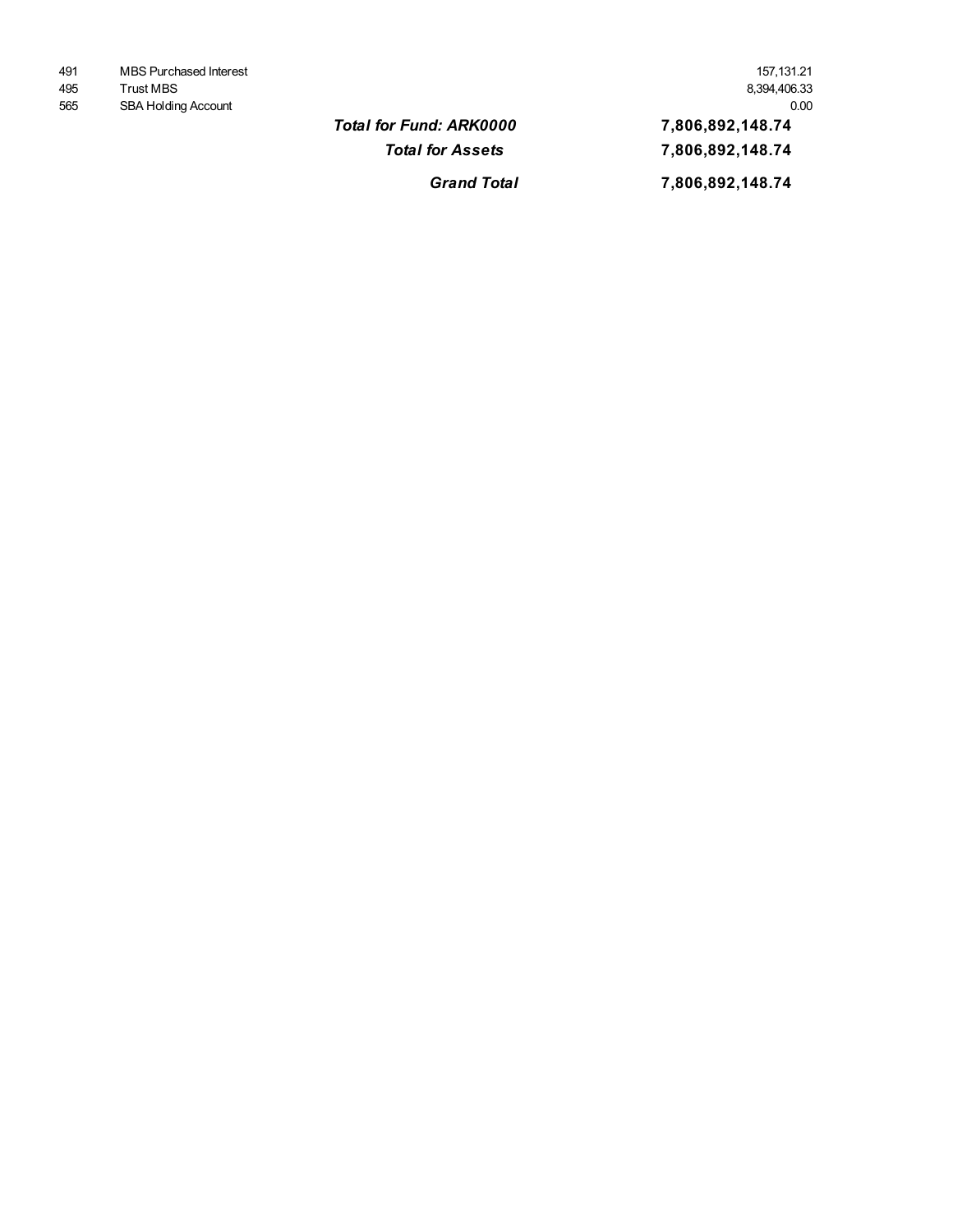| | | |
|---|---|---|
| 491 | MBS Purchased Interest | 157,131.21 |
| 495 | Trust MBS | 8,394,406.33 |
| 565 | SBA Holding Account | 0.00 |
| | ***Total for Fund: ARK0000*** | **7,806,892,148.74** |
| | ***Total for Assets*** | **7,806,892,148.74** |
| | ***Grand Total*** | **7,806,892,148.74** |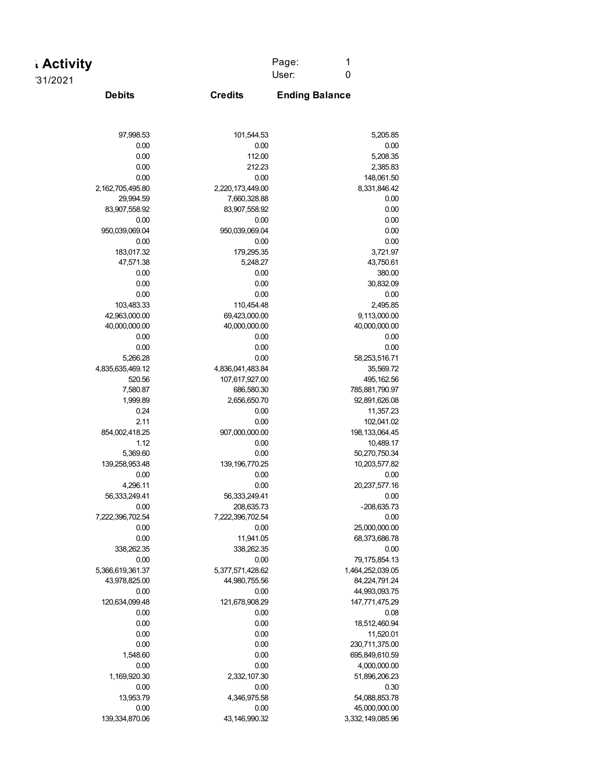# ‹ Activity

'31/2021

Page: 1
User: 0

| Debits | Credits | Ending Balance |
|---:|---:|---:|
| 97,998.53 | 101,544.53 | 5,205.85 |
| 0.00 | 0.00 | 0.00 |
| 0.00 | 112.00 | 5,208.35 |
| 0.00 | 212.23 | 2,385.83 |
| 0.00 | 0.00 | 148,061.50 |
| 2,162,705,495.80 | 2,220,173,449.00 | 8,331,846.42 |
| 29,994.59 | 7,660,328.88 | 0.00 |
| 83,907,558.92 | 83,907,558.92 | 0.00 |
| 0.00 | 0.00 | 0.00 |
| 950,039,069.04 | 950,039,069.04 | 0.00 |
| 0.00 | 0.00 | 0.00 |
| 183,017.32 | 179,295.35 | 3,721.97 |
| 47,571.38 | 5,248.27 | 43,750.61 |
| 0.00 | 0.00 | 380.00 |
| 0.00 | 0.00 | 30,832.09 |
| 0.00 | 0.00 | 0.00 |
| 103,483.33 | 110,454.48 | 2,495.85 |
| 42,963,000.00 | 69,423,000.00 | 9,113,000.00 |
| 40,000,000.00 | 40,000,000.00 | 40,000,000.00 |
| 0.00 | 0.00 | 0.00 |
| 0.00 | 0.00 | 0.00 |
| 5,266.28 | 0.00 | 58,253,516.71 |
| 4,835,635,469.12 | 4,836,041,483.84 | 35,569.72 |
| 520.56 | 107,617,927.00 | 495,162.56 |
| 7,580.87 | 686,580.30 | 785,881,790.97 |
| 1,999.89 | 2,656,650.70 | 92,891,626.08 |
| 0.24 | 0.00 | 11,357.23 |
| 2.11 | 0.00 | 102,041.02 |
| 854,002,418.25 | 907,000,000.00 | 198,133,064.45 |
| 1.12 | 0.00 | 10,489.17 |
| 5,369.60 | 0.00 | 50,270,750.34 |
| 139,258,953.48 | 139,196,770.25 | 10,203,577.82 |
| 0.00 | 0.00 | 0.00 |
| 4,296.11 | 0.00 | 20,237,577.16 |
| 56,333,249.41 | 56,333,249.41 | 0.00 |
| 0.00 | 208,635.73 | -208,635.73 |
| 7,222,396,702.54 | 7,222,396,702.54 | 0.00 |
| 0.00 | 0.00 | 25,000,000.00 |
| 0.00 | 11,941.05 | 68,373,686.78 |
| 338,262.35 | 338,262.35 | 0.00 |
| 0.00 | 0.00 | 79,175,854.13 |
| 5,366,619,361.37 | 5,377,571,428.62 | 1,464,252,039.05 |
| 43,978,825.00 | 44,980,755.56 | 84,224,791.24 |
| 0.00 | 0.00 | 44,993,093.75 |
| 120,634,099.48 | 121,678,908.29 | 147,771,475.29 |
| 0.00 | 0.00 | 0.08 |
| 0.00 | 0.00 | 18,512,460.94 |
| 0.00 | 0.00 | 11,520.01 |
| 0.00 | 0.00 | 230,711,375.00 |
| 1,548.60 | 0.00 | 695,849,610.59 |
| 0.00 | 0.00 | 4,000,000.00 |
| 1,169,920.30 | 2,332,107.30 | 51,896,206.23 |
| 0.00 | 0.00 | 0.30 |
| 13,953.79 | 4,346,975.58 | 54,088,853.78 |
| 0.00 | 0.00 | 45,000,000.00 |
| 139,334,870.06 | 43,146,990.32 | 3,332,149,085.96 |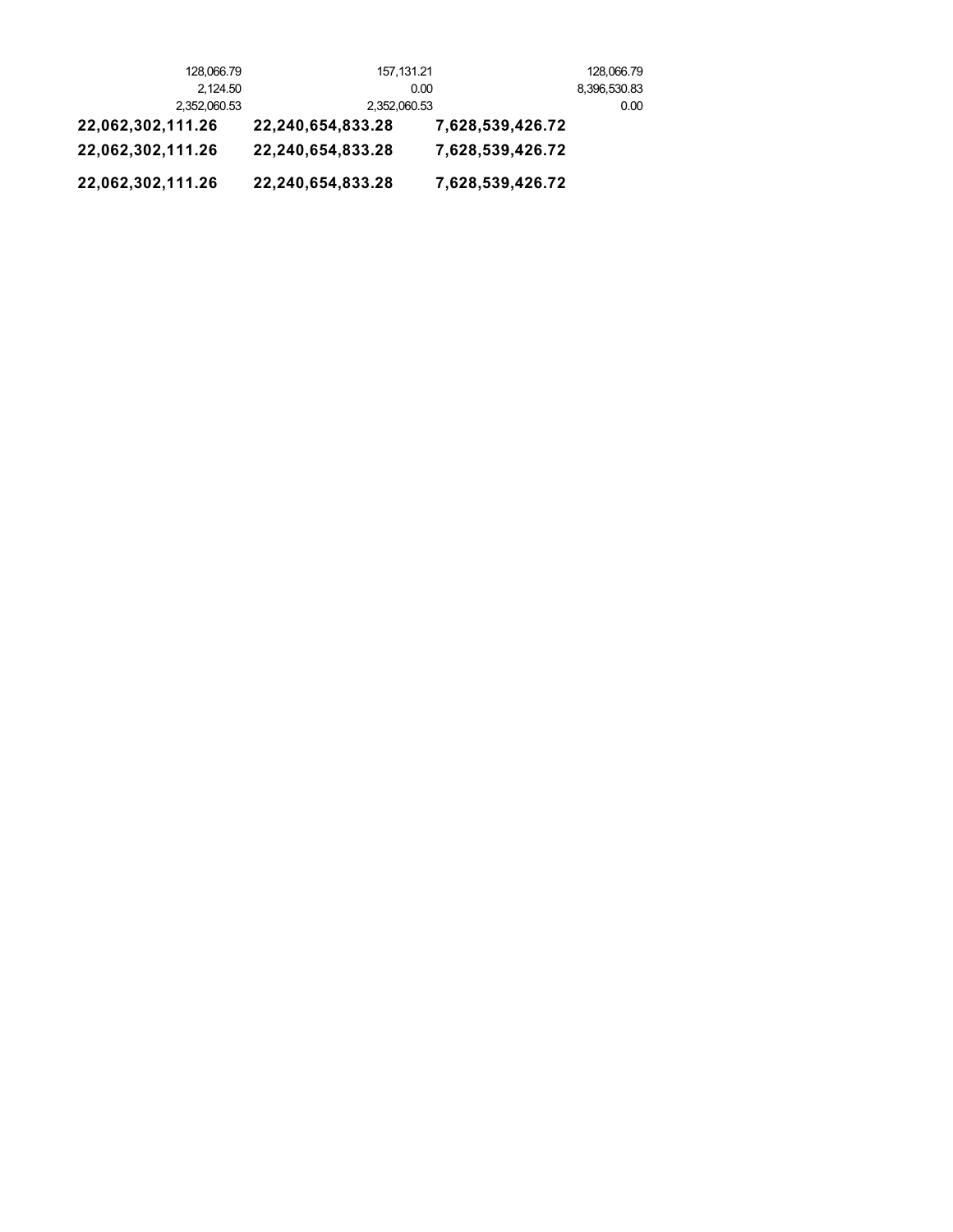| | | | |
|---|---|---|---|
| 128,066.79 | 157,131.21 | | 128,066.79 |
| 2,124.50 | 0.00 | | 8,396,530.83 |
| 2,352,060.53 | 2,352,060.53 | | 0.00 |
| **22,062,302,111.26** | **22,240,654,833.28** | **7,628,539,426.72** | |
| **22,062,302,111.26** | **22,240,654,833.28** | **7,628,539,426.72** | |
| **22,062,302,111.26** | **22,240,654,833.28** | **7,628,539,426.72** | |